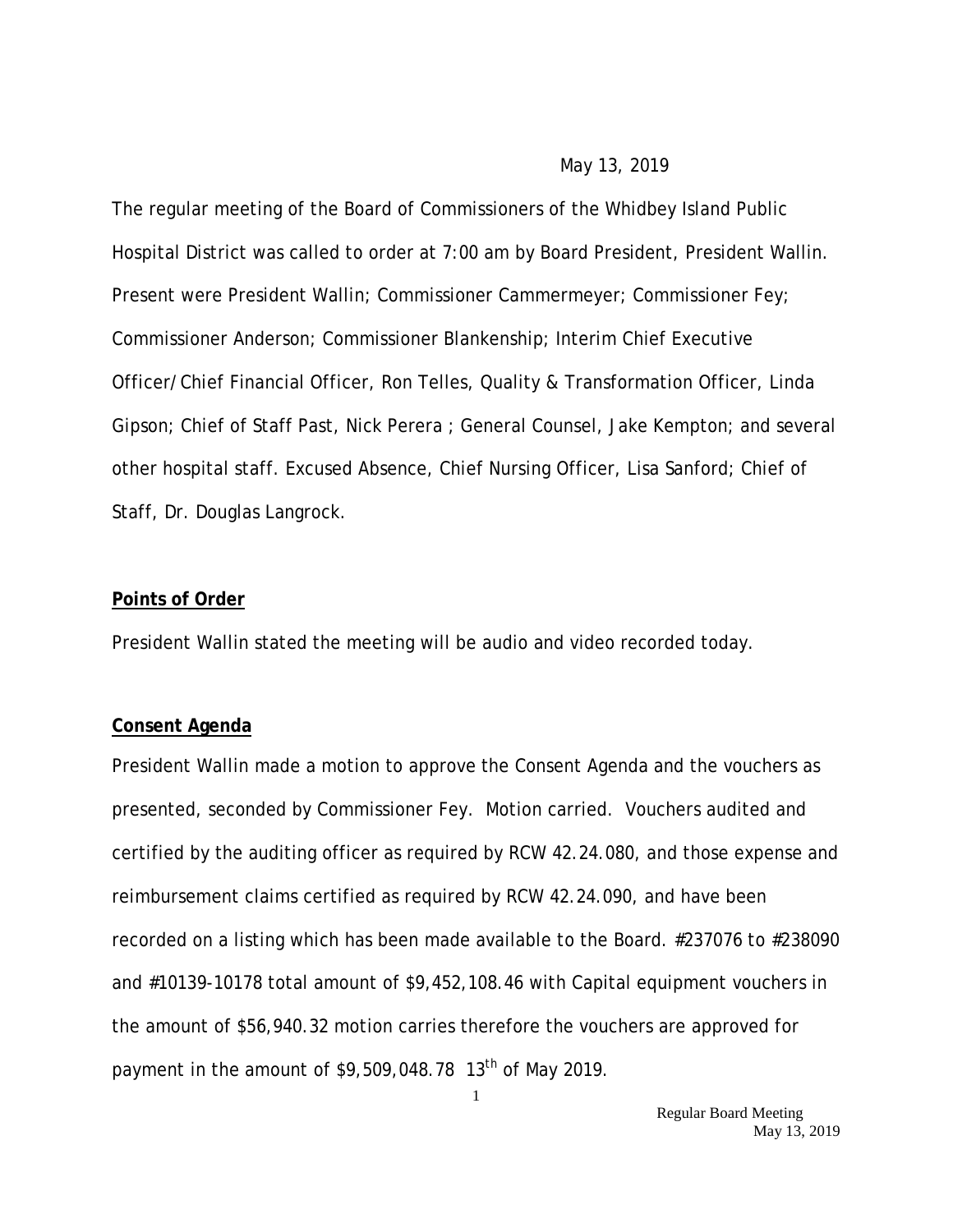May 13, 2019

The regular meeting of the Board of Commissioners of the Whidbey Island Public Hospital District was called to order at 7:00 am by Board President, President Wallin. Present were President Wallin; Commissioner Cammermeyer; Commissioner Fey; Commissioner Anderson; Commissioner Blankenship; Interim Chief Executive Officer/Chief Financial Officer, Ron Telles, Quality & Transformation Officer, Linda Gipson; Chief of Staff Past, Nick Perera ; General Counsel, Jake Kempton; and several other hospital staff. Excused Absence, Chief Nursing Officer, Lisa Sanford; Chief of Staff, Dr. Douglas Langrock.

**Points of Order**

President Wallin stated the meeting will be audio and video recorded today.

**Consent Agenda**

President Wallin made a motion to approve the Consent Agenda and the vouchers as presented, seconded by Commissioner Fey. Motion carried. Vouchers audited and certified by the auditing officer as required by RCW 42.24.080, and those expense and reimbursement claims certified as required by RCW 42.24.090, and have been recorded on a listing which has been made available to the Board. #237076 to #238090 and #10139-10178 total amount of $9,452,108.46 with Capital equipment vouchers in the amount of $56,940.32 motion carries therefore the vouchers are approved for payment in the amount of $9,509,048.78 13th of May 2019.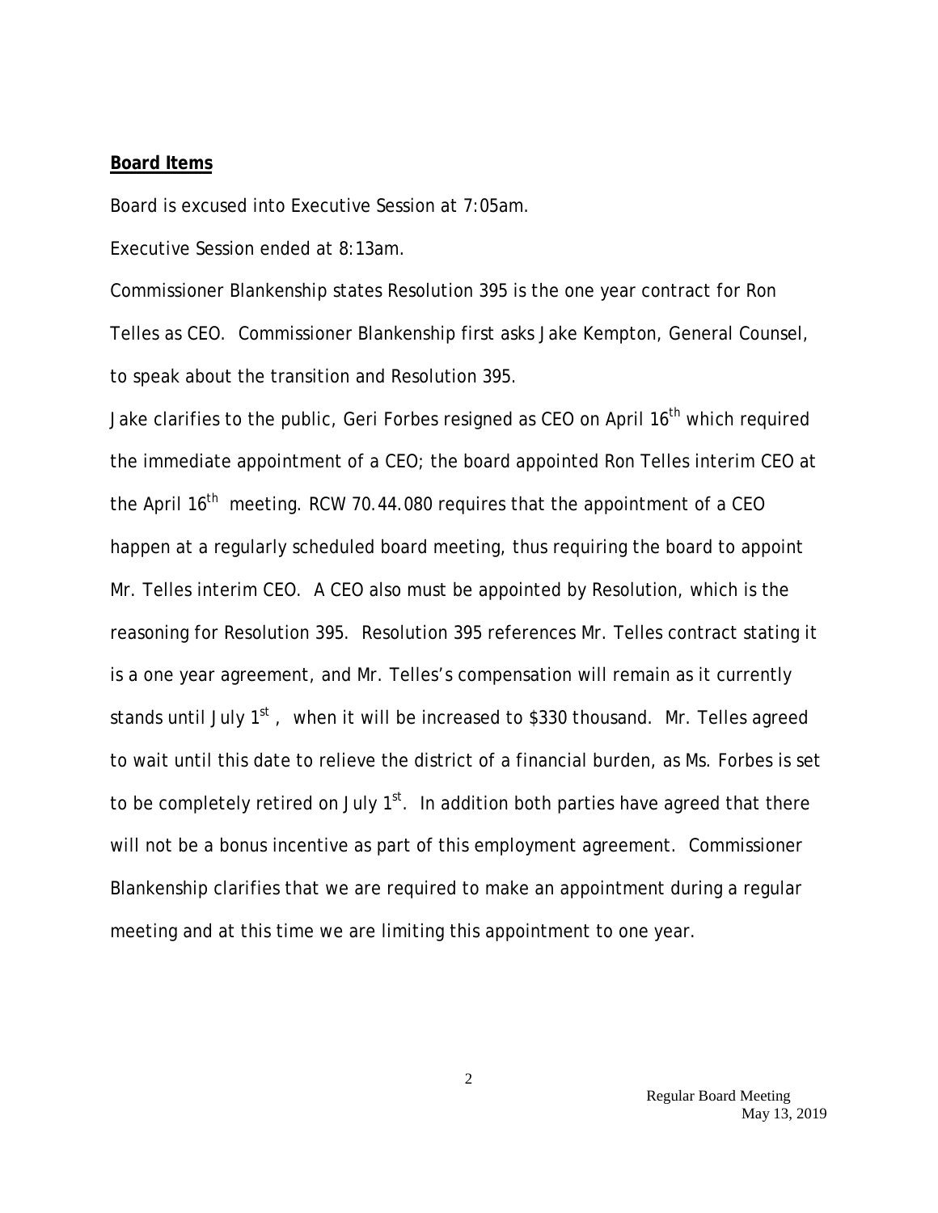**Board Items**

Board is excused into Executive Session at 7:05am.

Executive Session ended at 8:13am.

Commissioner Blankenship states Resolution 395 is the one year contract for Ron Telles as CEO. Commissioner Blankenship first asks Jake Kempton, General Counsel, to speak about the transition and Resolution 395.

Jake clarifies to the public, Geri Forbes resigned as CEO on April 16th which required the immediate appointment of a CEO; the board appointed Ron Telles interim CEO at the April 16th meeting. RCW 70.44.080 requires that the appointment of a CEO happen at a regularly scheduled board meeting, thus requiring the board to appoint Mr. Telles interim CEO. A CEO also must be appointed by Resolution, which is the reasoning for Resolution 395. Resolution 395 references Mr. Telles contract stating it is a one year agreement, and Mr. Telles's compensation will remain as it currently stands until July 1st, when it will be increased to $330 thousand. Mr. Telles agreed to wait until this date to relieve the district of a financial burden, as Ms. Forbes is set to be completely retired on July 1st. In addition both parties have agreed that there will not be a bonus incentive as part of this employment agreement. Commissioner Blankenship clarifies that we are required to make an appointment during a regular meeting and at this time we are limiting this appointment to one year.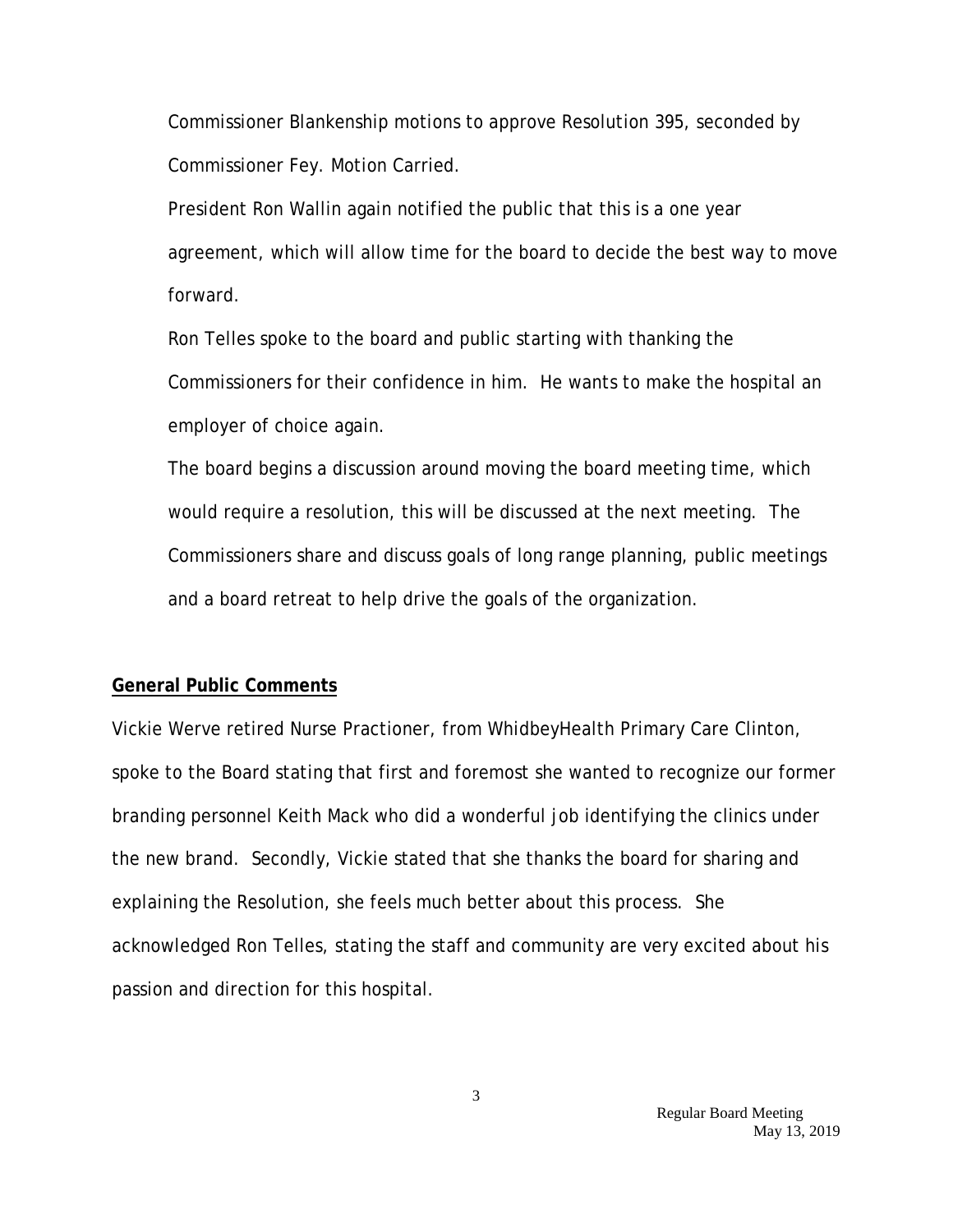Commissioner Blankenship motions to approve Resolution 395, seconded by Commissioner Fey. Motion Carried.

President Ron Wallin again notified the public that this is a one year agreement, which will allow time for the board to decide the best way to move forward.

Ron Telles spoke to the board and public starting with thanking the Commissioners for their confidence in him. He wants to make the hospital an employer of choice again.

The board begins a discussion around moving the board meeting time, which would require a resolution, this will be discussed at the next meeting. The Commissioners share and discuss goals of long range planning, public meetings and a board retreat to help drive the goals of the organization.

**General Public Comments**

Vickie Werve retired Nurse Practioner, from WhidbeyHealth Primary Care Clinton, spoke to the Board stating that first and foremost she wanted to recognize our former branding personnel Keith Mack who did a wonderful job identifying the clinics under the new brand. Secondly, Vickie stated that she thanks the board for sharing and explaining the Resolution, she feels much better about this process. She acknowledged Ron Telles, stating the staff and community are very excited about his passion and direction for this hospital.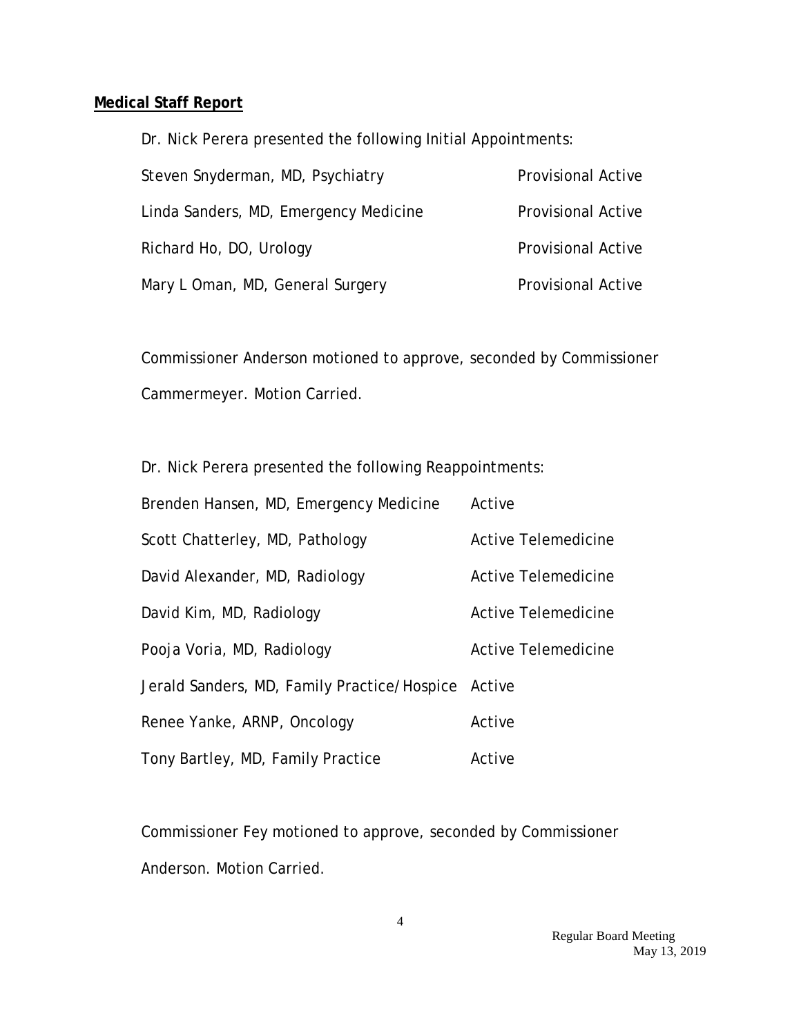**Medical Staff Report**

Dr. Nick Perera presented the following Initial Appointments:

| | |
|---|---|
| Steven Snyderman, MD, Psychiatry | Provisional Active |
| Linda Sanders, MD, Emergency Medicine | Provisional Active |
| Richard Ho, DO, Urology | Provisional Active |
| Mary L Oman, MD, General Surgery | Provisional Active |

Commissioner Anderson motioned to approve, seconded by Commissioner Cammermeyer. Motion Carried.

Dr. Nick Perera presented the following Reappointments:

| | |
|---|---|
| Brenden Hansen, MD, Emergency Medicine | Active |
| Scott Chatterley, MD, Pathology | Active Telemedicine |
| David Alexander, MD, Radiology | Active Telemedicine |
| David Kim, MD, Radiology | Active Telemedicine |
| Pooja Voria, MD, Radiology | Active Telemedicine |
| Jerald Sanders, MD, Family Practice/Hospice | Active |
| Renee Yanke, ARNP, Oncology | Active |
| Tony Bartley, MD, Family Practice | Active |

Commissioner Fey motioned to approve, seconded by Commissioner Anderson. Motion Carried.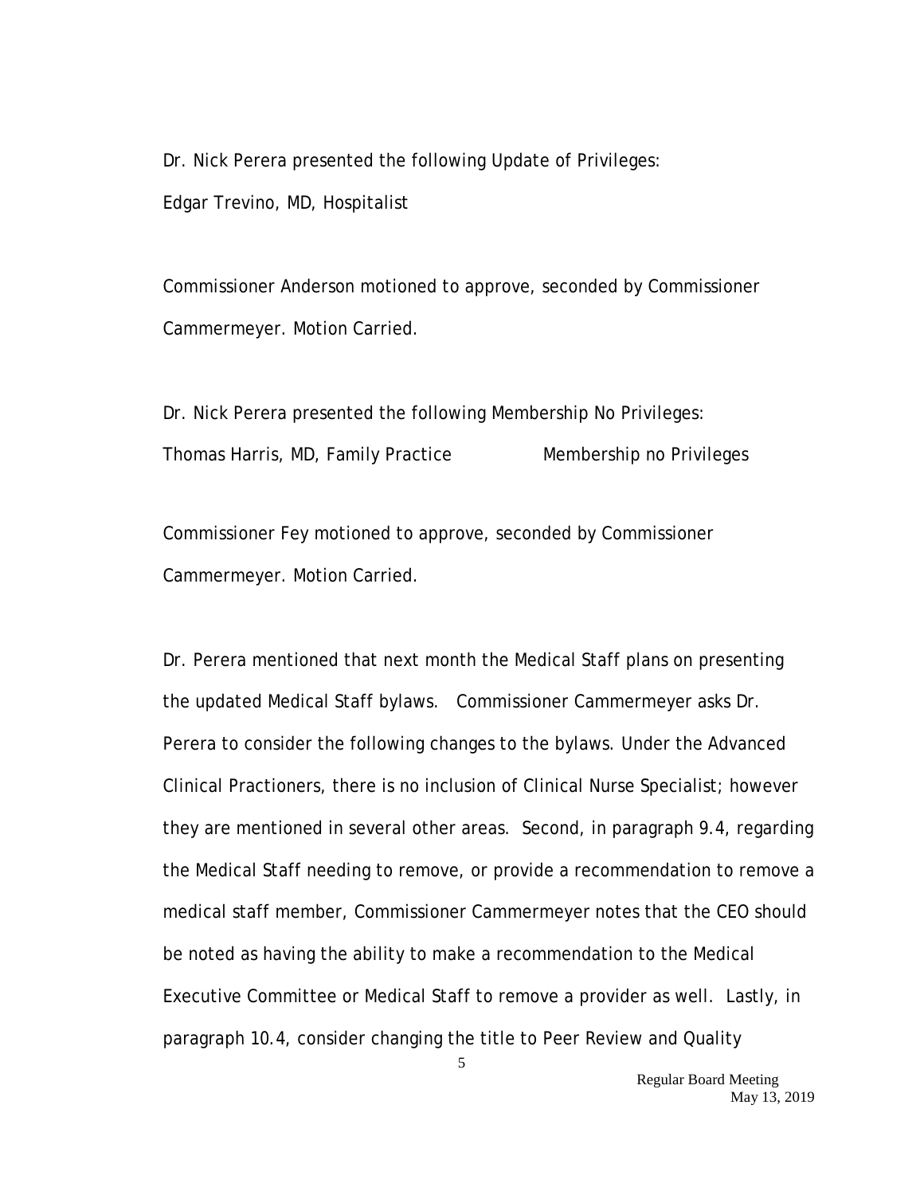Dr. Nick Perera presented the following Update of Privileges:

Edgar Trevino, MD, Hospitalist

Commissioner Anderson motioned to approve, seconded by Commissioner Cammermeyer. Motion Carried.

Dr. Nick Perera presented the following Membership No Privileges:

Thomas Harris, MD, Family Practice Membership no Privileges

Commissioner Fey motioned to approve, seconded by Commissioner Cammermeyer. Motion Carried.

Dr. Perera mentioned that next month the Medical Staff plans on presenting the updated Medical Staff bylaws. Commissioner Cammermeyer asks Dr. Perera to consider the following changes to the bylaws. Under the Advanced Clinical Practioners, there is no inclusion of Clinical Nurse Specialist; however they are mentioned in several other areas. Second, in paragraph 9.4, regarding the Medical Staff needing to remove, or provide a recommendation to remove a medical staff member, Commissioner Cammermeyer notes that the CEO should be noted as having the ability to make a recommendation to the Medical Executive Committee or Medical Staff to remove a provider as well. Lastly, in paragraph 10.4, consider changing the title to Peer Review and Quality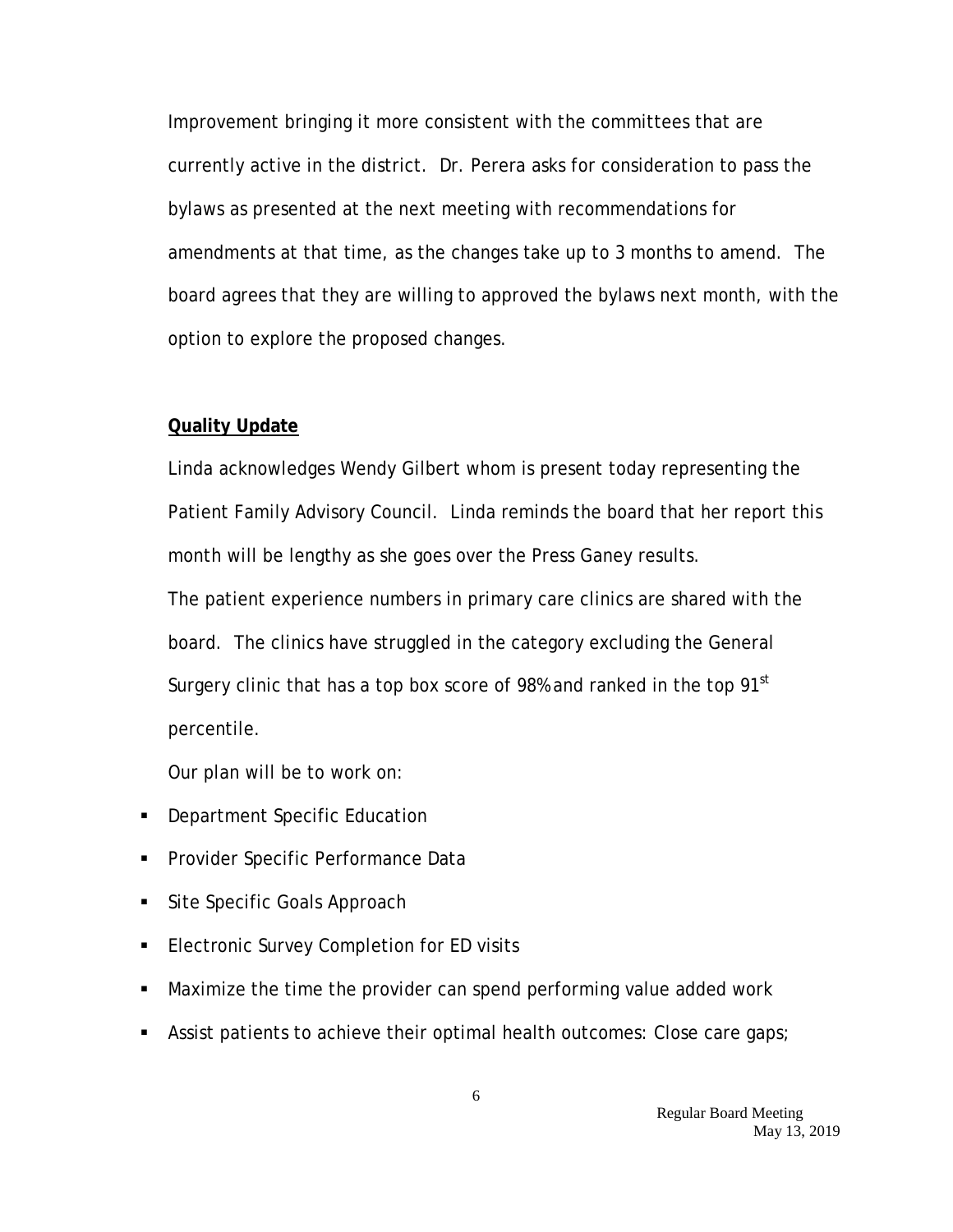Improvement bringing it more consistent with the committees that are currently active in the district. Dr. Perera asks for consideration to pass the bylaws as presented at the next meeting with recommendations for amendments at that time, as the changes take up to 3 months to amend. The board agrees that they are willing to approved the bylaws next month, with the option to explore the proposed changes.

**Quality Update**

Linda acknowledges Wendy Gilbert whom is present today representing the Patient Family Advisory Council. Linda reminds the board that her report this month will be lengthy as she goes over the Press Ganey results.

The patient experience numbers in primary care clinics are shared with the board. The clinics have struggled in the category excluding the General Surgery clinic that has a top box score of 98% and ranked in the top 91st percentile.

Our plan will be to work on:

- Department Specific Education
- Provider Specific Performance Data
- Site Specific Goals Approach
- Electronic Survey Completion for ED visits
- Maximize the time the provider can spend performing value added work
- Assist patients to achieve their optimal health outcomes: Close care gaps;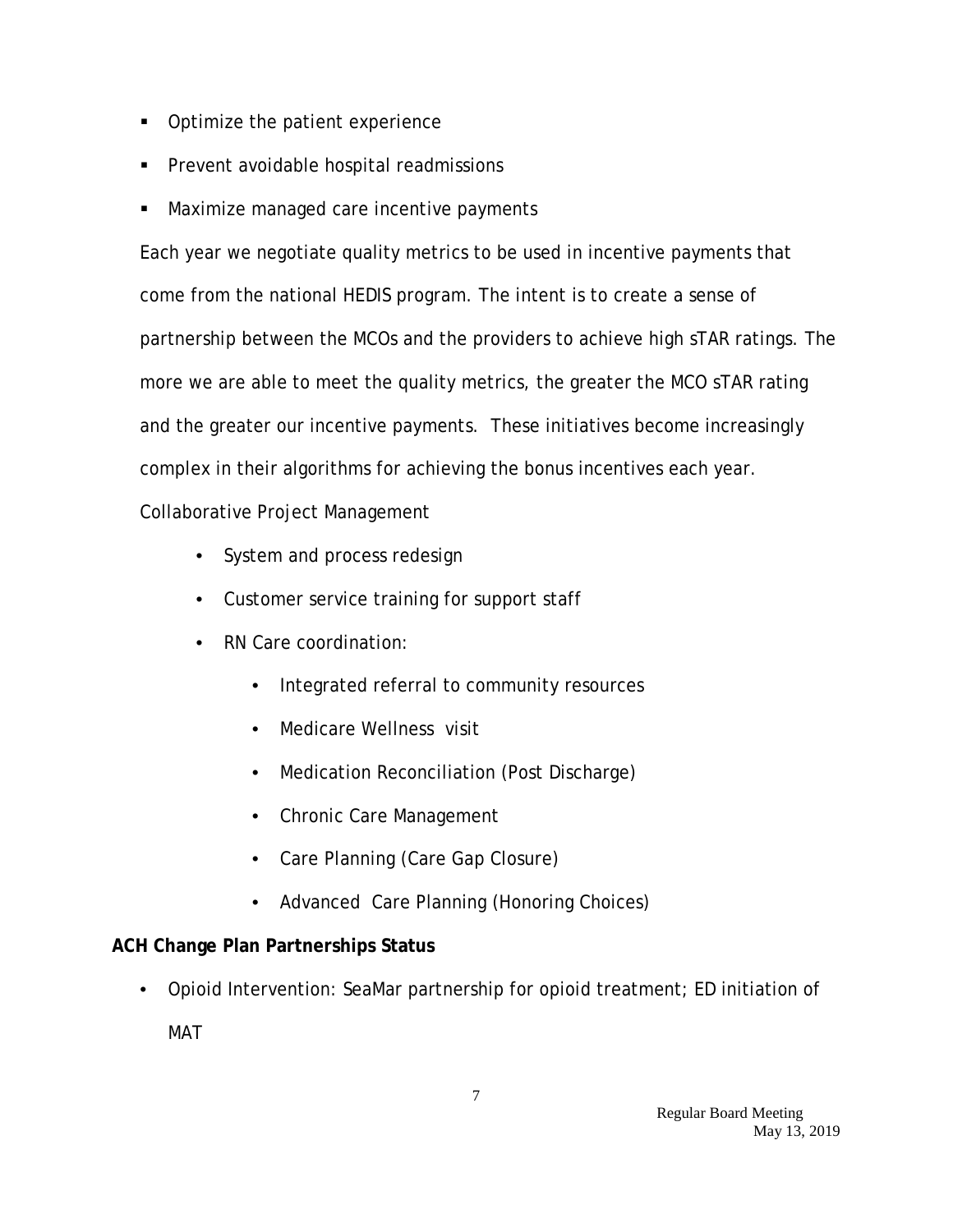- Optimize the patient experience
- Prevent avoidable hospital readmissions
- Maximize managed care incentive payments

Each year we negotiate quality metrics to be used in incentive payments that come from the national HEDIS program. The intent is to create a sense of partnership between the MCOs and the providers to achieve high sTAR ratings. The more we are able to meet the quality metrics, the greater the MCO sTAR rating and the greater our incentive payments. These initiatives become increasingly complex in their algorithms for achieving the bonus incentives each year.

Collaborative Project Management

- System and process redesign
- Customer service training for support staff
- RN Care coordination:
    - Integrated referral to community resources
    - Medicare Wellness visit
    - Medication Reconciliation (Post Discharge)
    - Chronic Care Management
    - Care Planning (Care Gap Closure)
    - Advanced Care Planning (Honoring Choices)

**ACH Change Plan Partnerships Status**

- Opioid Intervention: SeaMar partnership for opioid treatment; ED initiation of MAT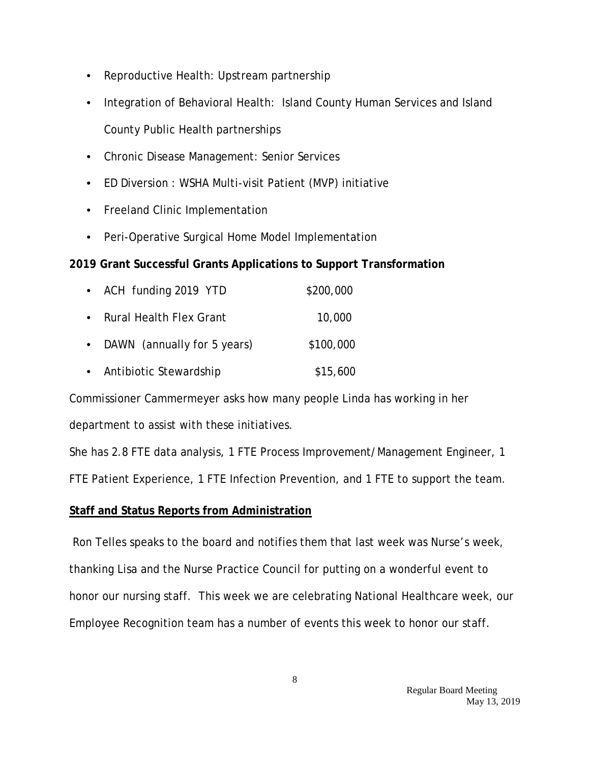- Reproductive Health: Upstream partnership
- Integration of Behavioral Health: Island County Human Services and Island County Public Health partnerships
- Chronic Disease Management: Senior Services
- ED Diversion : WSHA Multi-visit Patient (MVP) initiative
- Freeland Clinic Implementation
- Peri-Operative Surgical Home Model Implementation

**2019 Grant Successful Grants Applications to Support Transformation**

- ACH funding 2019 YTD $200,000
- Rural Health Flex Grant 10,000
- DAWN (annually for 5 years) $100,000
- Antibiotic Stewardship $15,600

Commissioner Cammermeyer asks how many people Linda has working in her department to assist with these initiatives.

She has 2.8 FTE data analysis, 1 FTE Process Improvement/Management Engineer, 1 FTE Patient Experience, 1 FTE Infection Prevention, and 1 FTE to support the team.

**Staff and Status Reports from Administration**

Ron Telles speaks to the board and notifies them that last week was Nurse's week, thanking Lisa and the Nurse Practice Council for putting on a wonderful event to honor our nursing staff. This week we are celebrating National Healthcare week, our Employee Recognition team has a number of events this week to honor our staff.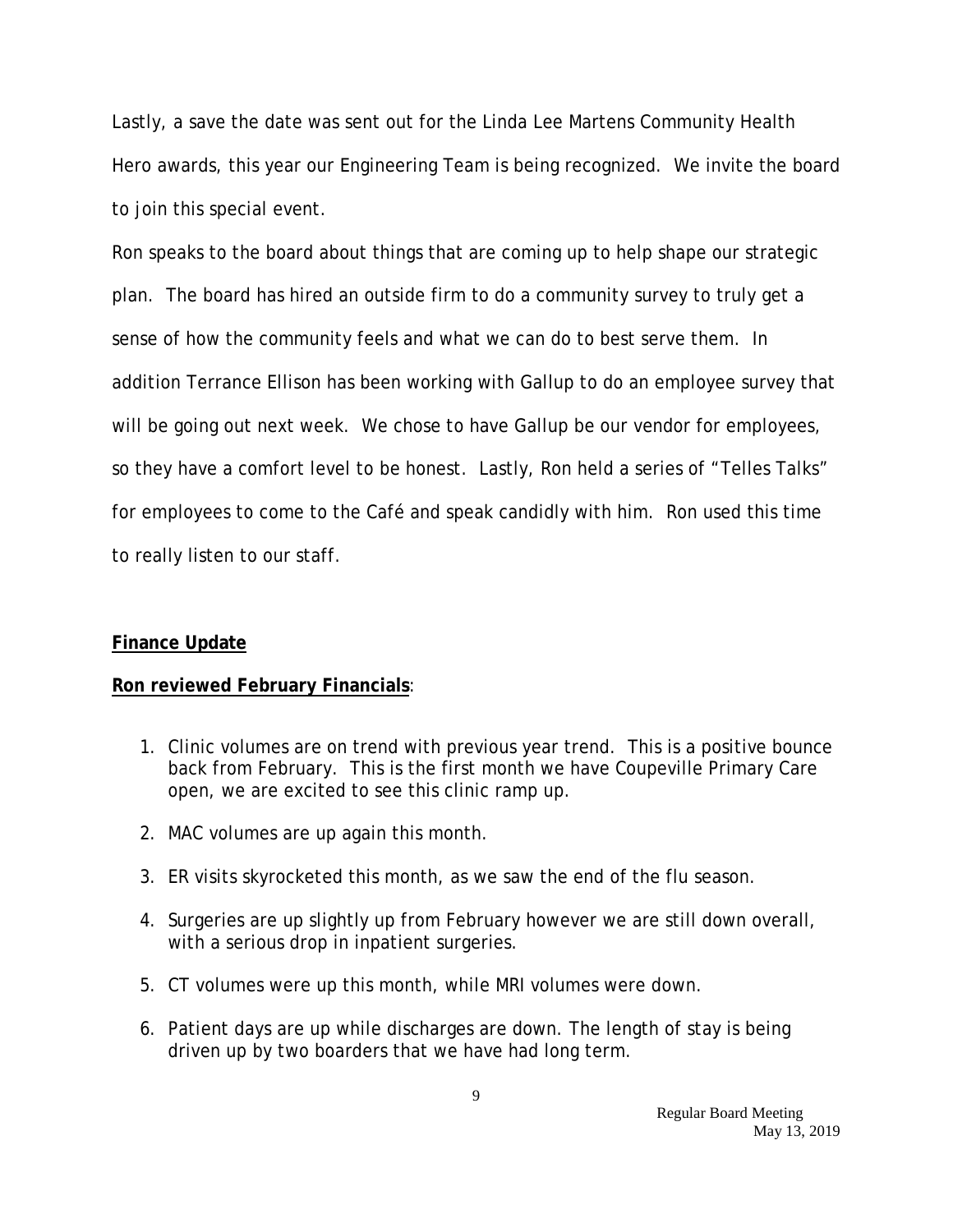Lastly, a save the date was sent out for the Linda Lee Martens Community Health Hero awards, this year our Engineering Team is being recognized. We invite the board to join this special event.

Ron speaks to the board about things that are coming up to help shape our strategic plan. The board has hired an outside firm to do a community survey to truly get a sense of how the community feels and what we can do to best serve them. In addition Terrance Ellison has been working with Gallup to do an employee survey that will be going out next week. We chose to have Gallup be our vendor for employees, so they have a comfort level to be honest. Lastly, Ron held a series of "Telles Talks" for employees to come to the Café and speak candidly with him. Ron used this time to really listen to our staff.

**Finance Update**

**Ron reviewed February Financials**:

1. Clinic volumes are on trend with previous year trend. This is a positive bounce back from February. This is the first month we have Coupeville Primary Care open, we are excited to see this clinic ramp up.

2. MAC volumes are up again this month.

3. ER visits skyrocketed this month, as we saw the end of the flu season.

4. Surgeries are up slightly up from February however we are still down overall, with a serious drop in inpatient surgeries.

5. CT volumes were up this month, while MRI volumes were down.

6. Patient days are up while discharges are down. The length of stay is being driven up by two boarders that we have had long term.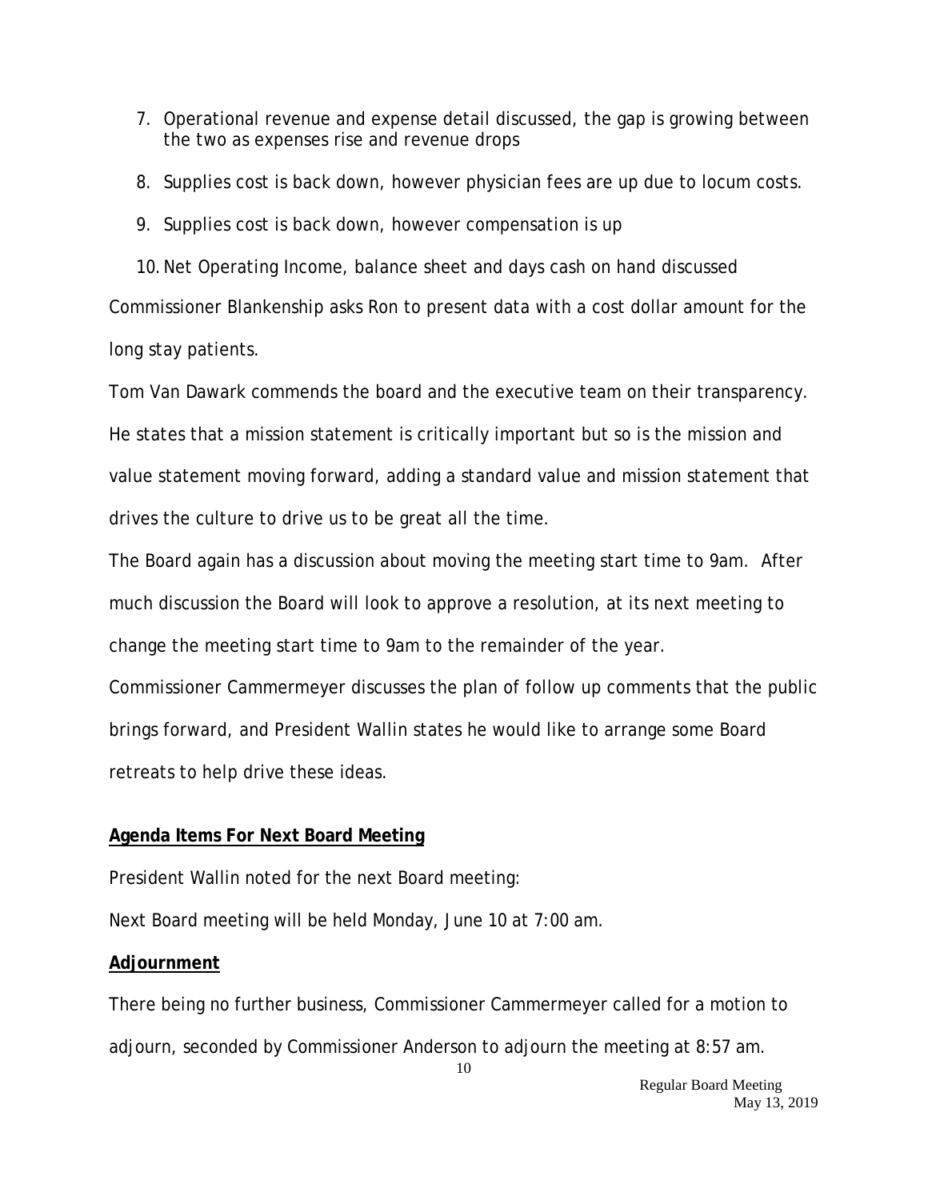7. Operational revenue and expense detail discussed, the gap is growing between the two as expenses rise and revenue drops
8. Supplies cost is back down, however physician fees are up due to locum costs.
9. Supplies cost is back down, however compensation is up
10. Net Operating Income, balance sheet and days cash on hand discussed

Commissioner Blankenship asks Ron to present data with a cost dollar amount for the long stay patients.

Tom Van Dawark commends the board and the executive team on their transparency. He states that a mission statement is critically important but so is the mission and value statement moving forward, adding a standard value and mission statement that drives the culture to drive us to be great all the time.

The Board again has a discussion about moving the meeting start time to 9am. After much discussion the Board will look to approve a resolution, at its next meeting to change the meeting start time to 9am to the remainder of the year.

Commissioner Cammermeyer discusses the plan of follow up comments that the public brings forward, and President Wallin states he would like to arrange some Board retreats to help drive these ideas.

**Agenda Items For Next Board Meeting**

President Wallin noted for the next Board meeting:

Next Board meeting will be held Monday, June 10 at 7:00 am.

**Adjournment**

There being no further business, Commissioner Cammermeyer called for a motion to adjourn, seconded by Commissioner Anderson to adjourn the meeting at 8:57 am.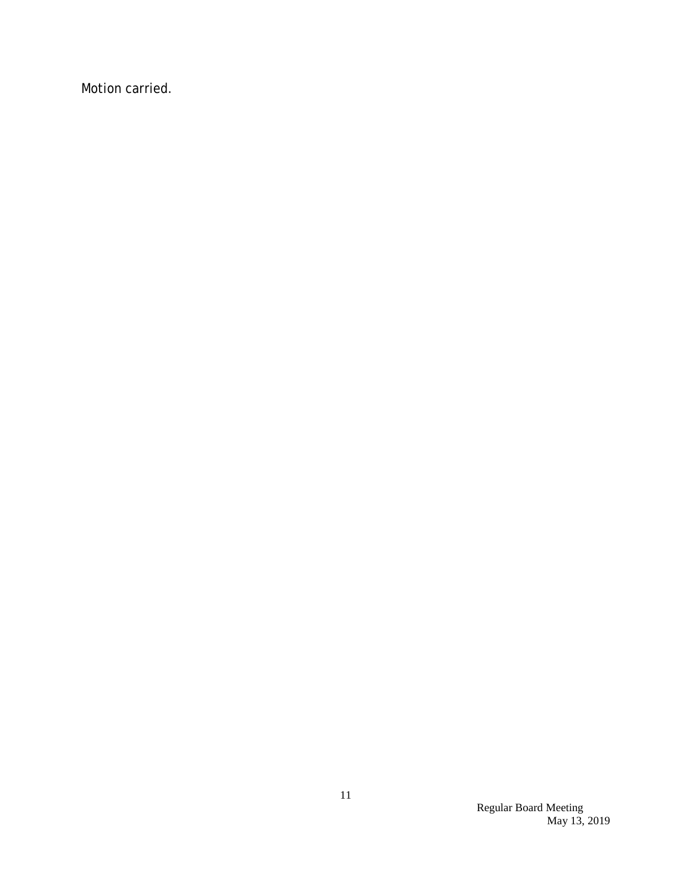Motion carried.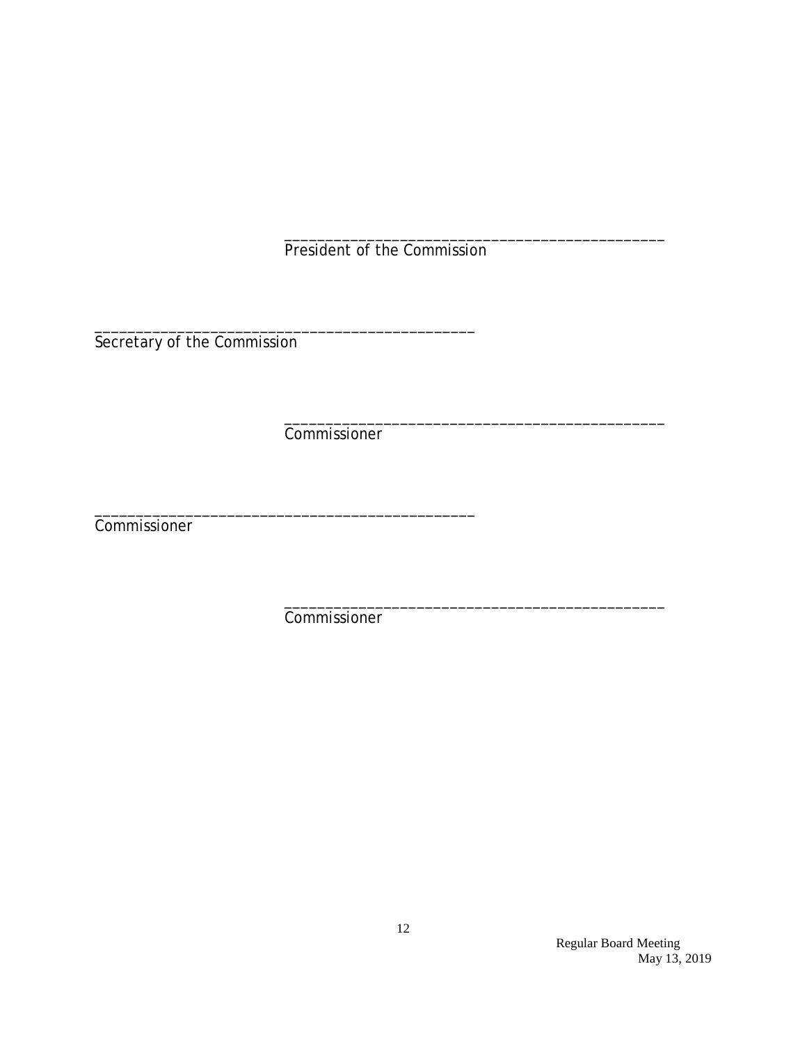_______________________________________________
President of the Commission

_______________________________________________
Secretary of the Commission

_______________________________________________
Commissioner

_______________________________________________
Commissioner

_______________________________________________
Commissioner